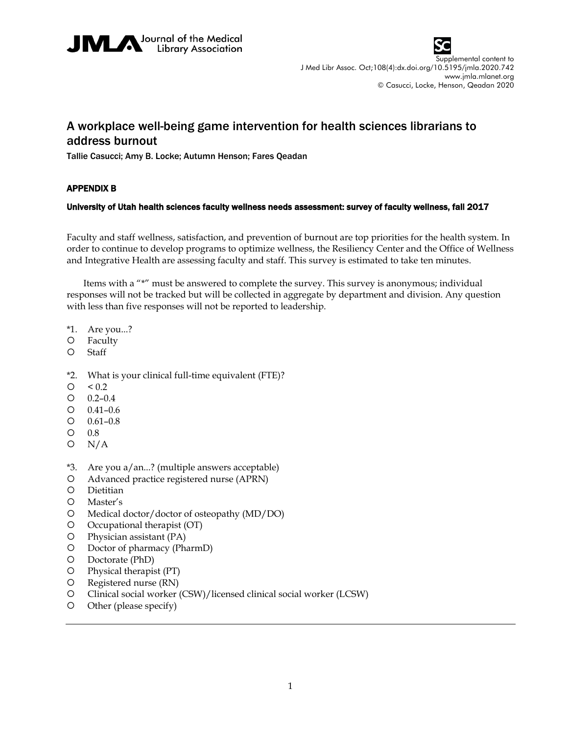Supplemental content to J Med Libr Assoc. Oct;108(4):dx.doi.org/10.5195/jmla.2020.742
www.jmla.mlanet.org
© Casucci, Locke, Henson, Qeadan 2020

# A workplace well-being game intervention for health sciences librarians to address burnout

Tallie Casucci; Amy B. Locke; Autumn Henson; Fares Qeadan

## APPENDIX B

### University of Utah health sciences faculty wellness needs assessment: survey of faculty wellness, fall 2017

Faculty and staff wellness, satisfaction, and prevention of burnout are top priorities for the health system. In order to continue to develop programs to optimize wellness, the Resiliency Center and the Office of Wellness and Integrative Health are assessing faculty and staff. This survey is estimated to take ten minutes.

Items with a "*" must be answered to complete the survey. This survey is anonymous; individual responses will not be tracked but will be collected in aggregate by department and division. Any question with less than five responses will not be reported to leadership.

*1. Are you...?

- Faculty
- Staff

*2. What is your clinical full-time equivalent (FTE)?

- < 0.2
- 0.2–0.4
- 0.41–0.6
- 0.61–0.8
- 0.8
- N/A

*3. Are you a/an...? (multiple answers acceptable)

- Advanced practice registered nurse (APRN)
- Dietitian
- Master's
- Medical doctor/doctor of osteopathy (MD/DO)
- Occupational therapist (OT)
- Physician assistant (PA)
- Doctor of pharmacy (PharmD)
- Doctorate (PhD)
- Physical therapist (PT)
- Registered nurse (RN)
- Clinical social worker (CSW)/licensed clinical social worker (LCSW)
- Other (please specify)

---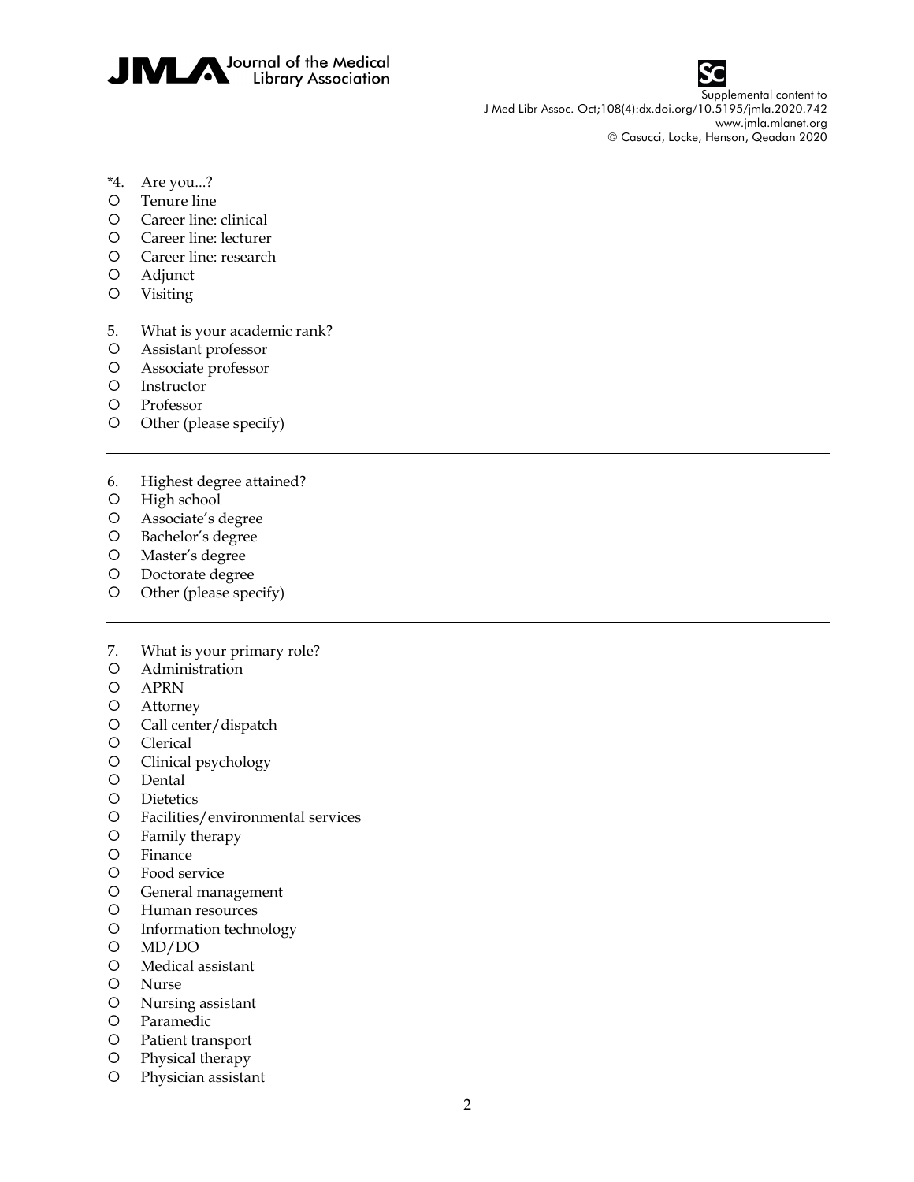*4. Are you...?

- Tenure line
- Career line: clinical
- Career line: lecturer
- Career line: research
- Adjunct
- Visiting

5. What is your academic rank?

- Assistant professor
- Associate professor
- Instructor
- Professor
- Other (please specify)

---

6. Highest degree attained?

- High school
- Associate's degree
- Bachelor's degree
- Master's degree
- Doctorate degree
- Other (please specify)

---

7. What is your primary role?

- Administration
- APRN
- Attorney
- Call center/dispatch
- Clerical
- Clinical psychology
- Dental
- Dietetics
- Facilities/environmental services
- Family therapy
- Finance
- Food service
- General management
- Human resources
- Information technology
- MD/DO
- Medical assistant
- Nurse
- Nursing assistant
- Paramedic
- Patient transport
- Physical therapy
- Physician assistant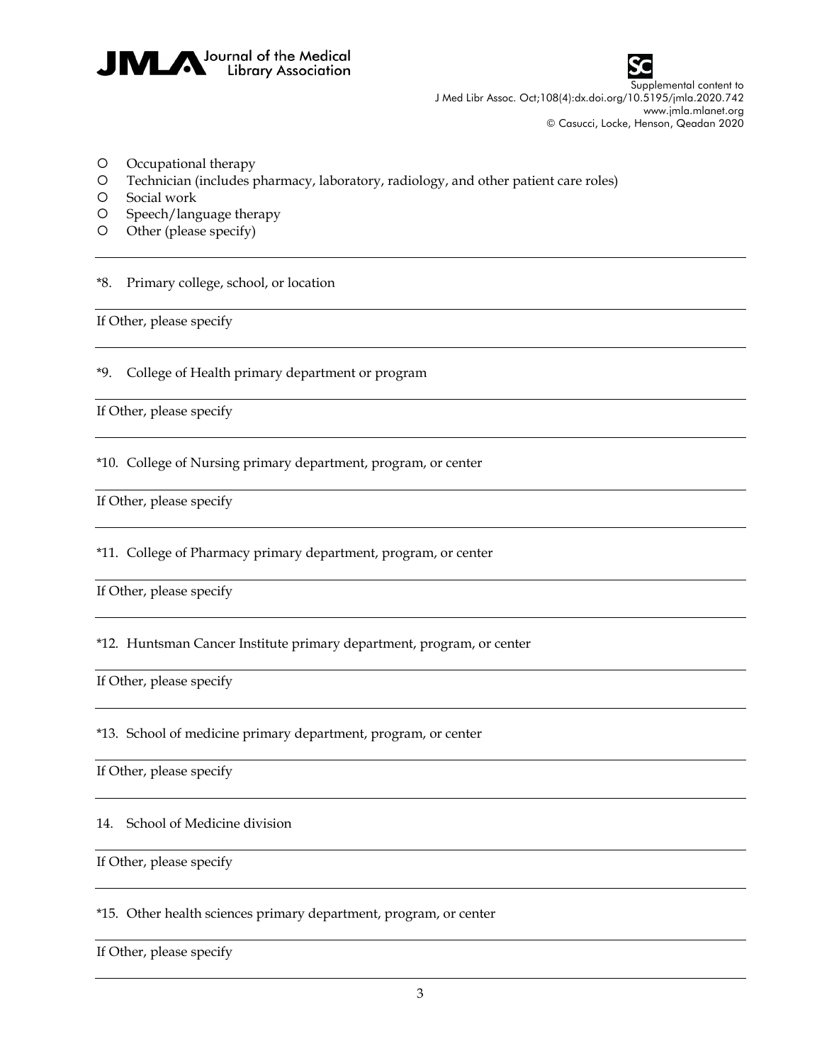- Occupational therapy
- Technician (includes pharmacy, laboratory, radiology, and other patient care roles)
- Social work
- Speech/language therapy
- Other (please specify)

---

*8. Primary college, school, or location

If Other, please specify

---

*9. College of Health primary department or program

If Other, please specify

---

*10. College of Nursing primary department, program, or center

If Other, please specify

---

*11. College of Pharmacy primary department, program, or center

If Other, please specify

---

*12. Huntsman Cancer Institute primary department, program, or center

If Other, please specify

---

*13. School of medicine primary department, program, or center

If Other, please specify

---

14. School of Medicine division

If Other, please specify

---

*15. Other health sciences primary department, program, or center

If Other, please specify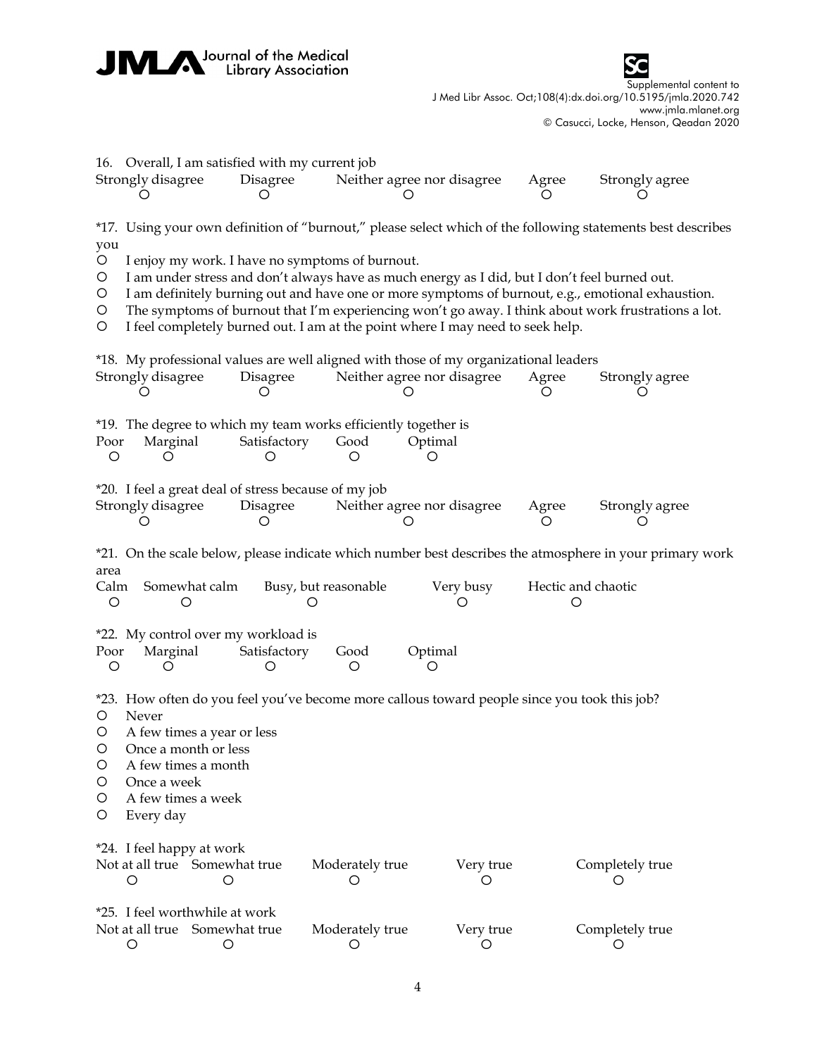16. Overall, I am satisfied with my current job

| Strongly disagree | Disagree | Neither agree nor disagree | Agree | Strongly agree |
|---|---|---|---|---|
| O | O | O | O | O |

*17. Using your own definition of "burnout," please select which of the following statements best describes you

- O I enjoy my work. I have no symptoms of burnout.
- O I am under stress and don't always have as much energy as I did, but I don't feel burned out.
- O I am definitely burning out and have one or more symptoms of burnout, e.g., emotional exhaustion.
- O The symptoms of burnout that I'm experiencing won't go away. I think about work frustrations a lot.
- O I feel completely burned out. I am at the point where I may need to seek help.

*18. My professional values are well aligned with those of my organizational leaders

| Strongly disagree | Disagree | Neither agree nor disagree | Agree | Strongly agree |
|---|---|---|---|---|
| O | O | O | O | O |

*19. The degree to which my team works efficiently together is

| Poor | Marginal | Satisfactory | Good | Optimal |
|---|---|---|---|---|
| O | O | O | O | O |

*20. I feel a great deal of stress because of my job

| Strongly disagree | Disagree | Neither agree nor disagree | Agree | Strongly agree |
|---|---|---|---|---|
| O | O | O | O | O |

*21. On the scale below, please indicate which number best describes the atmosphere in your primary work area

| Calm | Somewhat calm | Busy, but reasonable | Very busy | Hectic and chaotic |
|---|---|---|---|---|
| O | O | O | O | O |

*22. My control over my workload is

| Poor | Marginal | Satisfactory | Good | Optimal |
|---|---|---|---|---|
| O | O | O | O | O |

*23. How often do you feel you've become more callous toward people since you took this job?

- O Never
- O A few times a year or less
- O Once a month or less
- O A few times a month
- O Once a week
- O A few times a week
- O Every day

*24. I feel happy at work

| Not at all true | Somewhat true | Moderately true | Very true | Completely true |
|---|---|---|---|---|
| O | O | O | O | O |

*25. I feel worthwhile at work

| Not at all true | Somewhat true | Moderately true | Very true | Completely true |
|---|---|---|---|---|
| O | O | O | O | O |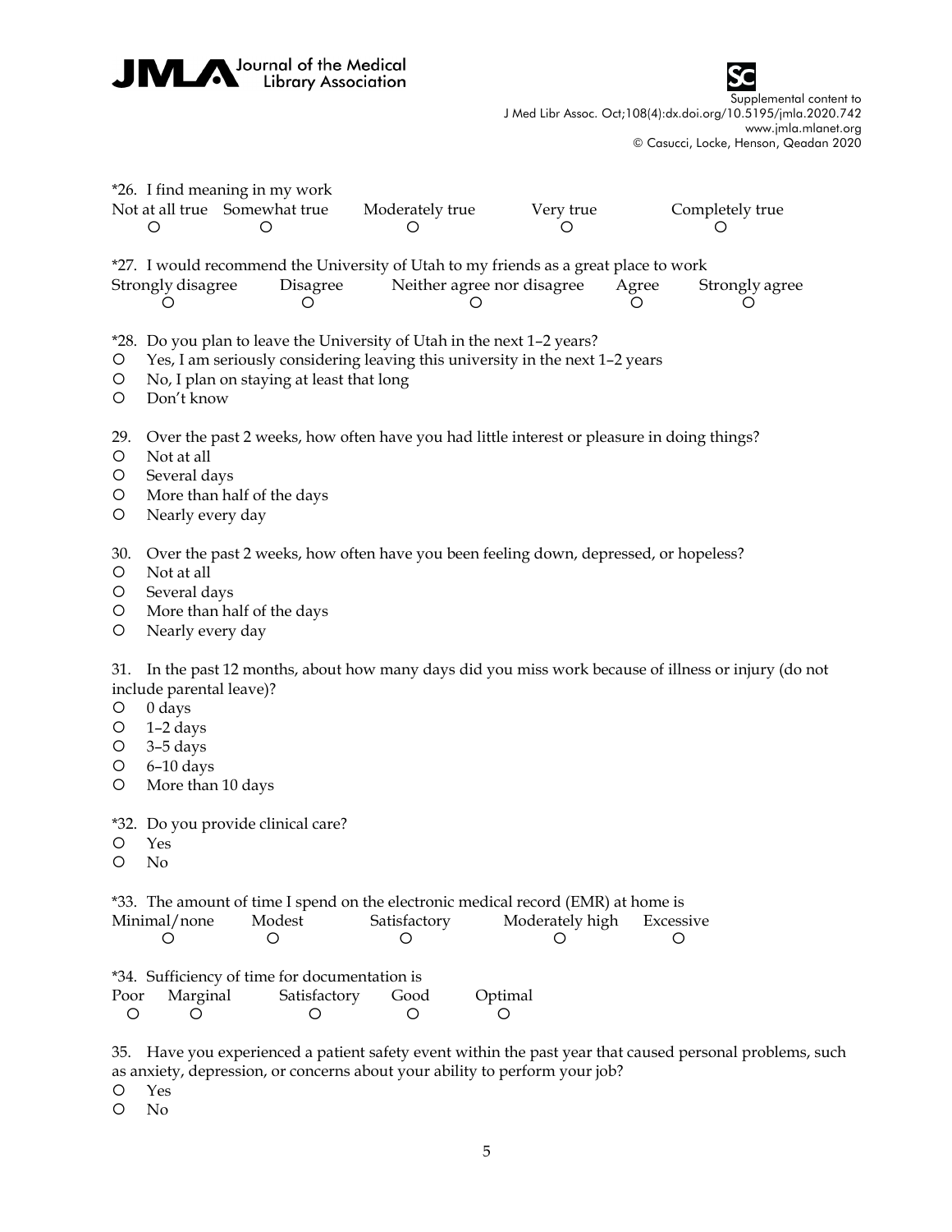*26. I find meaning in my work

| Not at all true | Somewhat true | Moderately true | Very true | Completely true |
|---|---|---|---|---|
| ○ | ○ | ○ | ○ | ○ |

*27. I would recommend the University of Utah to my friends as a great place to work

| Strongly disagree | Disagree | Neither agree nor disagree | Agree | Strongly agree |
|---|---|---|---|---|
| ○ | ○ | ○ | ○ | ○ |

*28. Do you plan to leave the University of Utah in the next 1–2 years?
- ○ Yes, I am seriously considering leaving this university in the next 1–2 years
- ○ No, I plan on staying at least that long
- ○ Don't know

29. Over the past 2 weeks, how often have you had little interest or pleasure in doing things?
- ○ Not at all
- ○ Several days
- ○ More than half of the days
- ○ Nearly every day

30. Over the past 2 weeks, how often have you been feeling down, depressed, or hopeless?
- ○ Not at all
- ○ Several days
- ○ More than half of the days
- ○ Nearly every day

31. In the past 12 months, about how many days did you miss work because of illness or injury (do not include parental leave)?
- ○ 0 days
- ○ 1–2 days
- ○ 3–5 days
- ○ 6–10 days
- ○ More than 10 days

*32. Do you provide clinical care?
- ○ Yes
- ○ No

*33. The amount of time I spend on the electronic medical record (EMR) at home is

| Minimal/none | Modest | Satisfactory | Moderately high | Excessive |
|---|---|---|---|---|
| ○ | ○ | ○ | ○ | ○ |

*34. Sufficiency of time for documentation is

| Poor | Marginal | Satisfactory | Good | Optimal |
|---|---|---|---|---|
| ○ | ○ | ○ | ○ | ○ |

35. Have you experienced a patient safety event within the past year that caused personal problems, such as anxiety, depression, or concerns about your ability to perform your job?
- ○ Yes
- ○ No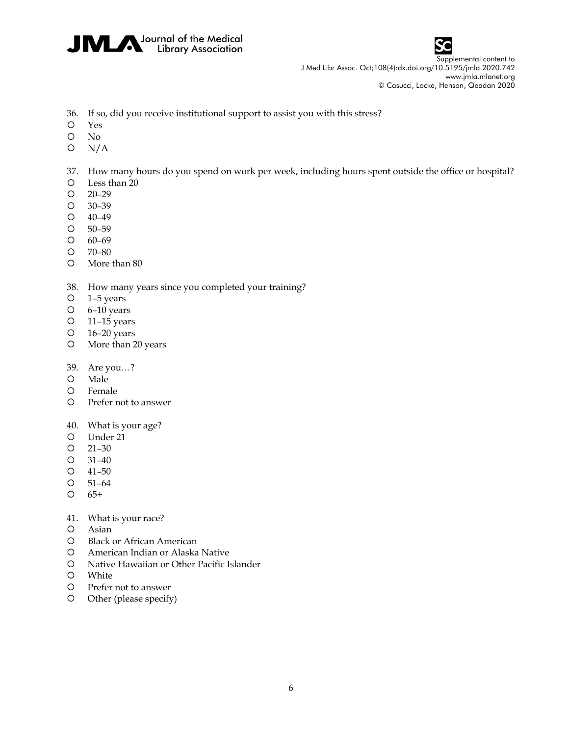36. If so, did you receive institutional support to assist you with this stress?
- Yes
- No
- N/A

37. How many hours do you spend on work per week, including hours spent outside the office or hospital?
- Less than 20
- 20–29
- 30–39
- 40–49
- 50–59
- 60–69
- 70–80
- More than 80

38. How many years since you completed your training?
- 1–5 years
- 6–10 years
- 11–15 years
- 16–20 years
- More than 20 years

39. Are you…?
- Male
- Female
- Prefer not to answer

40. What is your age?
- Under 21
- 21–30
- 31–40
- 41–50
- 51–64
- 65+

41. What is your race?
- Asian
- Black or African American
- American Indian or Alaska Native
- Native Hawaiian or Other Pacific Islander
- White
- Prefer not to answer
- Other (please specify)

---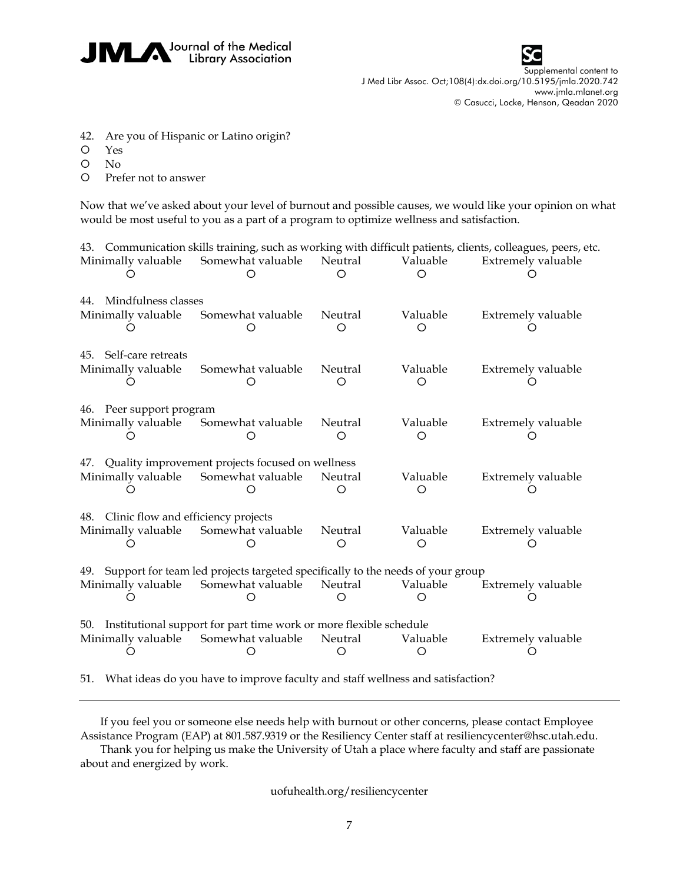42. Are you of Hispanic or Latino origin?

- ○ Yes
- ○ No
- ○ Prefer not to answer

Now that we've asked about your level of burnout and possible causes, we would like your opinion on what would be most useful to you as a part of a program to optimize wellness and satisfaction.

43. Communication skills training, such as working with difficult patients, clients, colleagues, peers, etc.

| Minimally valuable | Somewhat valuable | Neutral | Valuable | Extremely valuable |
|---|---|---|---|---|
| ○ | ○ | ○ | ○ | ○ |

44. Mindfulness classes

| Minimally valuable | Somewhat valuable | Neutral | Valuable | Extremely valuable |
|---|---|---|---|---|
| ○ | ○ | ○ | ○ | ○ |

45. Self-care retreats

| Minimally valuable | Somewhat valuable | Neutral | Valuable | Extremely valuable |
|---|---|---|---|---|
| ○ | ○ | ○ | ○ | ○ |

46. Peer support program

| Minimally valuable | Somewhat valuable | Neutral | Valuable | Extremely valuable |
|---|---|---|---|---|
| ○ | ○ | ○ | ○ | ○ |

47. Quality improvement projects focused on wellness

| Minimally valuable | Somewhat valuable | Neutral | Valuable | Extremely valuable |
|---|---|---|---|---|
| ○ | ○ | ○ | ○ | ○ |

48. Clinic flow and efficiency projects

| Minimally valuable | Somewhat valuable | Neutral | Valuable | Extremely valuable |
|---|---|---|---|---|
| ○ | ○ | ○ | ○ | ○ |

49. Support for team led projects targeted specifically to the needs of your group

| Minimally valuable | Somewhat valuable | Neutral | Valuable | Extremely valuable |
|---|---|---|---|---|
| ○ | ○ | ○ | ○ | ○ |

50. Institutional support for part time work or more flexible schedule

| Minimally valuable | Somewhat valuable | Neutral | Valuable | Extremely valuable |
|---|---|---|---|---|
| ○ | ○ | ○ | ○ | ○ |

51. What ideas do you have to improve faculty and staff wellness and satisfaction?

---

If you feel you or someone else needs help with burnout or other concerns, please contact Employee Assistance Program (EAP) at 801.587.9319 or the Resiliency Center staff at resiliencycenter@hsc.utah.edu.

Thank you for helping us make the University of Utah a place where faculty and staff are passionate about and energized by work.

uofuhealth.org/resiliencycenter